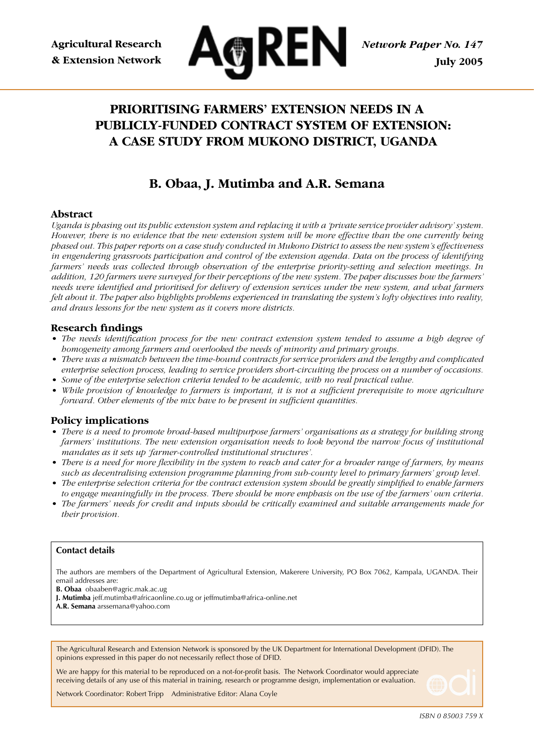Agricultural Research & Extension Network

**AgREN**

*Network Paper No. 147*
**July 2005**

# PRIORITISING FARMERS' EXTENSION NEEDS IN A PUBLICLY-FUNDED CONTRACT SYSTEM OF EXTENSION: A CASE STUDY FROM MUKONO DISTRICT, UGANDA

## B. Obaa, J. Mutimba and A.R. Semana

### Abstract

*Uganda is phasing out its public extension system and replacing it with a 'private service provider advisory' system. However, there is no evidence that the new extension system will be more effective than the one currently being phased out. This paper reports on a case study conducted in Mukono District to assess the new system's effectiveness in engendering grassroots participation and control of the extension agenda. Data on the process of identifying farmers' needs was collected through observation of the enterprise priority-setting and selection meetings. In addition, 120 farmers were surveyed for their perceptions of the new system. The paper discusses how the farmers' needs were identified and prioritised for delivery of extension services under the new system, and what farmers felt about it. The paper also highlights problems experienced in translating the system's lofty objectives into reality, and draws lessons for the new system as it covers more districts.*

### Research findings

- *The needs identification process for the new contract extension system tended to assume a high degree of homogeneity among farmers and overlooked the needs of minority and primary groups.*
- *There was a mismatch between the time-bound contracts for service providers and the lengthy and complicated enterprise selection process, leading to service providers short-circuiting the process on a number of occasions.*
- *Some of the enterprise selection criteria tended to be academic, with no real practical value.*
- *While provision of knowledge to farmers is important, it is not a sufficient prerequisite to move agriculture forward. Other elements of the mix have to be present in sufficient quantities.*

### Policy implications

- *There is a need to promote broad-based multipurpose farmers' organisations as a strategy for building strong farmers' institutions. The new extension organisation needs to look beyond the narrow focus of institutional mandates as it sets up 'farmer-controlled institutional structures'.*
- *There is a need for more flexibility in the system to reach and cater for a broader range of farmers, by means such as decentralising extension programme planning from sub-county level to primary farmers' group level.*
- *The enterprise selection criteria for the contract extension system should be greatly simplified to enable farmers to engage meaningfully in the process. There should be more emphasis on the use of the farmers' own criteria.*
- *The farmers' needs for credit and inputs should be critically examined and suitable arrangements made for their provision.*

---

**Contact details**

The authors are members of the Department of Agricultural Extension, Makerere University, PO Box 7062, Kampala, UGANDA. Their email addresses are:
**B. Obaa** obaaben@agric.mak.ac.ug
**J. Mutimba** jeff.mutimba@africaonline.co.ug or jeffmutimba@africa-online.net
**A.R. Semana** arssemana@yahoo.com

---

The Agricultural Research and Extension Network is sponsored by the UK Department for International Development (DFID). The opinions expressed in this paper do not necessarily reflect those of DFID.

We are happy for this material to be reproduced on a not-for-profit basis. The Network Coordinator would appreciate receiving details of any use of this material in training, research or programme design, implementation or evaluation.

Network Coordinator: Robert Tripp    Administrative Editor: Alana Coyle

ISBN 0 85003 759 X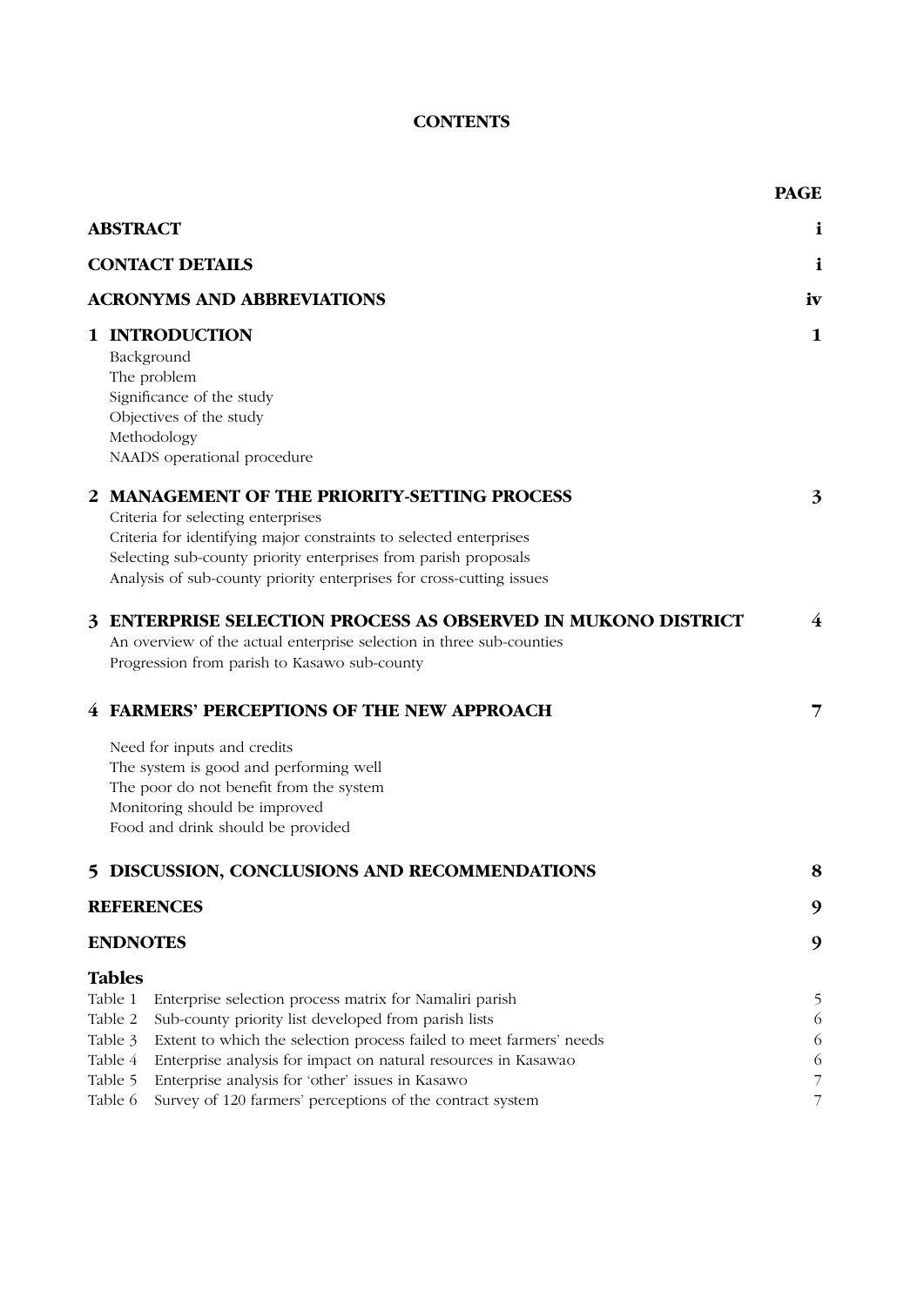# CONTENTS

| | PAGE |
|---|---|
| **ABSTRACT** | **i** |
| **CONTACT DETAILS** | **i** |
| **ACRONYMS AND ABBREVIATIONS** | **iv** |
| **1 INTRODUCTION** | **1** |
| Background | |
| The problem | |
| Significance of the study | |
| Objectives of the study | |
| Methodology | |
| NAADS operational procedure | |
| **2 MANAGEMENT OF THE PRIORITY-SETTING PROCESS** | **3** |
| Criteria for selecting enterprises | |
| Criteria for identifying major constraints to selected enterprises | |
| Selecting sub-county priority enterprises from parish proposals | |
| Analysis of sub-county priority enterprises for cross-cutting issues | |
| **3 ENTERPRISE SELECTION PROCESS AS OBSERVED IN MUKONO DISTRICT** | **4** |
| An overview of the actual enterprise selection in three sub-counties | |
| Progression from parish to Kasawo sub-county | |
| **4 FARMERS' PERCEPTIONS OF THE NEW APPROACH** | **7** |
| Need for inputs and credits | |
| The system is good and performing well | |
| The poor do not benefit from the system | |
| Monitoring should be improved | |
| Food and drink should be provided | |
| **5 DISCUSSION, CONCLUSIONS AND RECOMMENDATIONS** | **8** |
| **REFERENCES** | **9** |
| **ENDNOTES** | **9** |

## Tables

| | | |
|---|---|---|
| Table 1 | Enterprise selection process matrix for Namaliri parish | 5 |
| Table 2 | Sub-county priority list developed from parish lists | 6 |
| Table 3 | Extent to which the selection process failed to meet farmers' needs | 6 |
| Table 4 | Enterprise analysis for impact on natural resources in Kasawao | 6 |
| Table 5 | Enterprise analysis for 'other' issues in Kasawo | 7 |
| Table 6 | Survey of 120 farmers' perceptions of the contract system | 7 |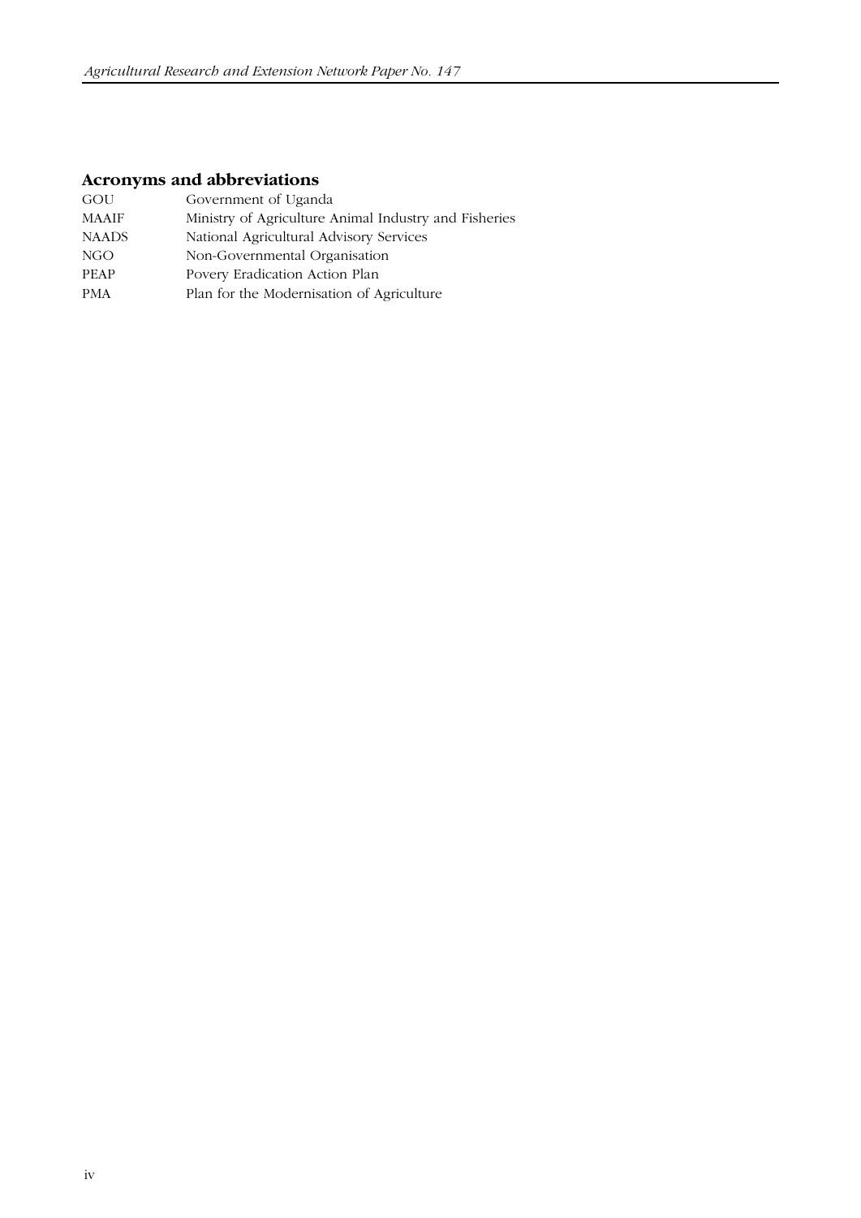## Acronyms and abbreviations

| | |
|---|---|
| GOU | Government of Uganda |
| MAAIF | Ministry of Agriculture Animal Industry and Fisheries |
| NAADS | National Agricultural Advisory Services |
| NGO | Non-Governmental Organisation |
| PEAP | Povery Eradication Action Plan |
| PMA | Plan for the Modernisation of Agriculture |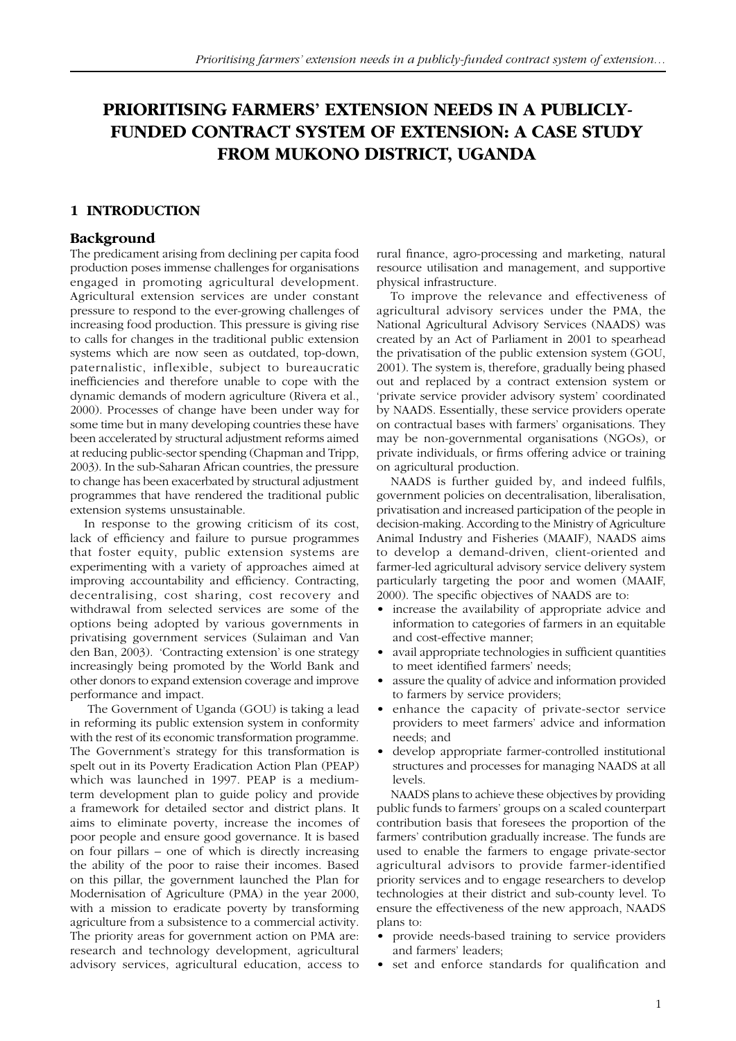# PRIORITISING FARMERS' EXTENSION NEEDS IN A PUBLICLY-FUNDED CONTRACT SYSTEM OF EXTENSION: A CASE STUDY FROM MUKONO DISTRICT, UGANDA

## 1 INTRODUCTION

### Background

The predicament arising from declining per capita food production poses immense challenges for organisations engaged in promoting agricultural development. Agricultural extension services are under constant pressure to respond to the ever-growing challenges of increasing food production. This pressure is giving rise to calls for changes in the traditional public extension systems which are now seen as outdated, top-down, paternalistic, inflexible, subject to bureaucratic inefficiencies and therefore unable to cope with the dynamic demands of modern agriculture (Rivera et al., 2000). Processes of change have been under way for some time but in many developing countries these have been accelerated by structural adjustment reforms aimed at reducing public-sector spending (Chapman and Tripp, 2003). In the sub-Saharan African countries, the pressure to change has been exacerbated by structural adjustment programmes that have rendered the traditional public extension systems unsustainable.

In response to the growing criticism of its cost, lack of efficiency and failure to pursue programmes that foster equity, public extension systems are experimenting with a variety of approaches aimed at improving accountability and efficiency. Contracting, decentralising, cost sharing, cost recovery and withdrawal from selected services are some of the options being adopted by various governments in privatising government services (Sulaiman and Van den Ban, 2003). 'Contracting extension' is one strategy increasingly being promoted by the World Bank and other donors to expand extension coverage and improve performance and impact.

The Government of Uganda (GOU) is taking a lead in reforming its public extension system in conformity with the rest of its economic transformation programme. The Government's strategy for this transformation is spelt out in its Poverty Eradication Action Plan (PEAP) which was launched in 1997. PEAP is a medium-term development plan to guide policy and provide a framework for detailed sector and district plans. It aims to eliminate poverty, increase the incomes of poor people and ensure good governance. It is based on four pillars – one of which is directly increasing the ability of the poor to raise their incomes. Based on this pillar, the government launched the Plan for Modernisation of Agriculture (PMA) in the year 2000, with a mission to eradicate poverty by transforming agriculture from a subsistence to a commercial activity. The priority areas for government action on PMA are: research and technology development, agricultural advisory services, agricultural education, access to rural finance, agro-processing and marketing, natural resource utilisation and management, and supportive physical infrastructure.

To improve the relevance and effectiveness of agricultural advisory services under the PMA, the National Agricultural Advisory Services (NAADS) was created by an Act of Parliament in 2001 to spearhead the privatisation of the public extension system (GOU, 2001). The system is, therefore, gradually being phased out and replaced by a contract extension system or 'private service provider advisory system' coordinated by NAADS. Essentially, these service providers operate on contractual bases with farmers' organisations. They may be non-governmental organisations (NGOs), or private individuals, or firms offering advice or training on agricultural production.

NAADS is further guided by, and indeed fulfils, government policies on decentralisation, liberalisation, privatisation and increased participation of the people in decision-making. According to the Ministry of Agriculture Animal Industry and Fisheries (MAAIF), NAADS aims to develop a demand-driven, client-oriented and farmer-led agricultural advisory service delivery system particularly targeting the poor and women (MAAIF, 2000). The specific objectives of NAADS are to:

- increase the availability of appropriate advice and information to categories of farmers in an equitable and cost-effective manner;
- avail appropriate technologies in sufficient quantities to meet identified farmers' needs;
- assure the quality of advice and information provided to farmers by service providers;
- enhance the capacity of private-sector service providers to meet farmers' advice and information needs; and
- develop appropriate farmer-controlled institutional structures and processes for managing NAADS at all levels.

NAADS plans to achieve these objectives by providing public funds to farmers' groups on a scaled counterpart contribution basis that foresees the proportion of the farmers' contribution gradually increase. The funds are used to enable the farmers to engage private-sector agricultural advisors to provide farmer-identified priority services and to engage researchers to develop technologies at their district and sub-county level. To ensure the effectiveness of the new approach, NAADS plans to:

- provide needs-based training to service providers and farmers' leaders;
- set and enforce standards for qualification and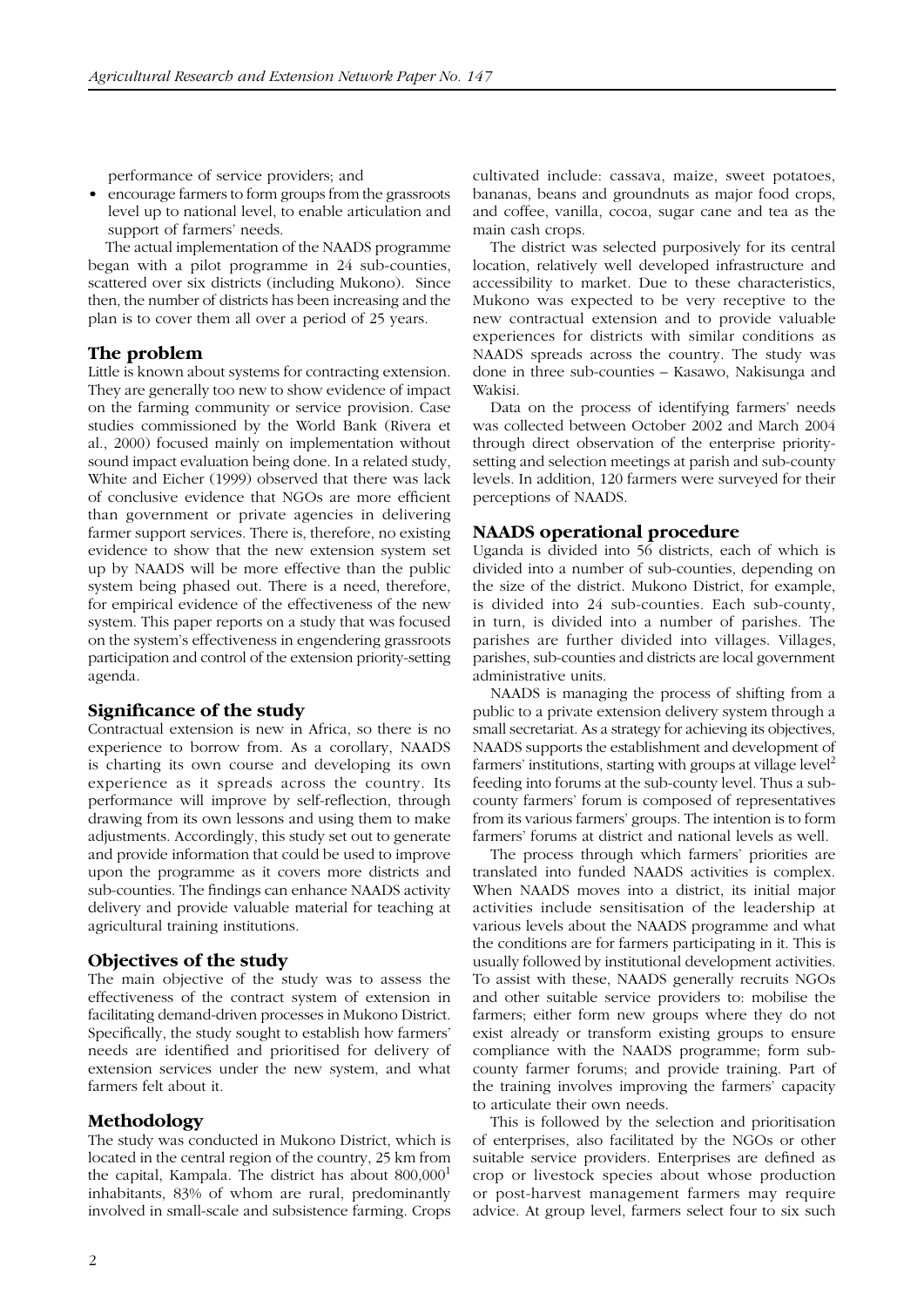performance of service providers; and

- encourage farmers to form groups from the grassroots level up to national level, to enable articulation and support of farmers' needs.

The actual implementation of the NAADS programme began with a pilot programme in 24 sub-counties, scattered over six districts (including Mukono). Since then, the number of districts has been increasing and the plan is to cover them all over a period of 25 years.

## The problem

Little is known about systems for contracting extension. They are generally too new to show evidence of impact on the farming community or service provision. Case studies commissioned by the World Bank (Rivera et al., 2000) focused mainly on implementation without sound impact evaluation being done. In a related study, White and Eicher (1999) observed that there was lack of conclusive evidence that NGOs are more efficient than government or private agencies in delivering farmer support services. There is, therefore, no existing evidence to show that the new extension system set up by NAADS will be more effective than the public system being phased out. There is a need, therefore, for empirical evidence of the effectiveness of the new system. This paper reports on a study that was focused on the system's effectiveness in engendering grassroots participation and control of the extension priority-setting agenda.

## Significance of the study

Contractual extension is new in Africa, so there is no experience to borrow from. As a corollary, NAADS is charting its own course and developing its own experience as it spreads across the country. Its performance will improve by self-reflection, through drawing from its own lessons and using them to make adjustments. Accordingly, this study set out to generate and provide information that could be used to improve upon the programme as it covers more districts and sub-counties. The findings can enhance NAADS activity delivery and provide valuable material for teaching at agricultural training institutions.

## Objectives of the study

The main objective of the study was to assess the effectiveness of the contract system of extension in facilitating demand-driven processes in Mukono District. Specifically, the study sought to establish how farmers' needs are identified and prioritised for delivery of extension services under the new system, and what farmers felt about it.

## Methodology

The study was conducted in Mukono District, which is located in the central region of the country, 25 km from the capital, Kampala. The district has about 800,000[1] inhabitants, 83% of whom are rural, predominantly involved in small-scale and subsistence farming. Crops cultivated include: cassava, maize, sweet potatoes, bananas, beans and groundnuts as major food crops, and coffee, vanilla, cocoa, sugar cane and tea as the main cash crops.

The district was selected purposively for its central location, relatively well developed infrastructure and accessibility to market. Due to these characteristics, Mukono was expected to be very receptive to the new contractual extension and to provide valuable experiences for districts with similar conditions as NAADS spreads across the country. The study was done in three sub-counties – Kasawo, Nakisunga and Wakisi.

Data on the process of identifying farmers' needs was collected between October 2002 and March 2004 through direct observation of the enterprise priority-setting and selection meetings at parish and sub-county levels. In addition, 120 farmers were surveyed for their perceptions of NAADS.

## NAADS operational procedure

Uganda is divided into 56 districts, each of which is divided into a number of sub-counties, depending on the size of the district. Mukono District, for example, is divided into 24 sub-counties. Each sub-county, in turn, is divided into a number of parishes. The parishes are further divided into villages. Villages, parishes, sub-counties and districts are local government administrative units.

NAADS is managing the process of shifting from a public to a private extension delivery system through a small secretariat. As a strategy for achieving its objectives, NAADS supports the establishment and development of farmers' institutions, starting with groups at village level[2] feeding into forums at the sub-county level. Thus a sub-county farmers' forum is composed of representatives from its various farmers' groups. The intention is to form farmers' forums at district and national levels as well.

The process through which farmers' priorities are translated into funded NAADS activities is complex. When NAADS moves into a district, its initial major activities include sensitisation of the leadership at various levels about the NAADS programme and what the conditions are for farmers participating in it. This is usually followed by institutional development activities. To assist with these, NAADS generally recruits NGOs and other suitable service providers to: mobilise the farmers; either form new groups where they do not exist already or transform existing groups to ensure compliance with the NAADS programme; form sub-county farmer forums; and provide training. Part of the training involves improving the farmers' capacity to articulate their own needs.

This is followed by the selection and prioritisation of enterprises, also facilitated by the NGOs or other suitable service providers. Enterprises are defined as crop or livestock species about whose production or post-harvest management farmers may require advice. At group level, farmers select four to six such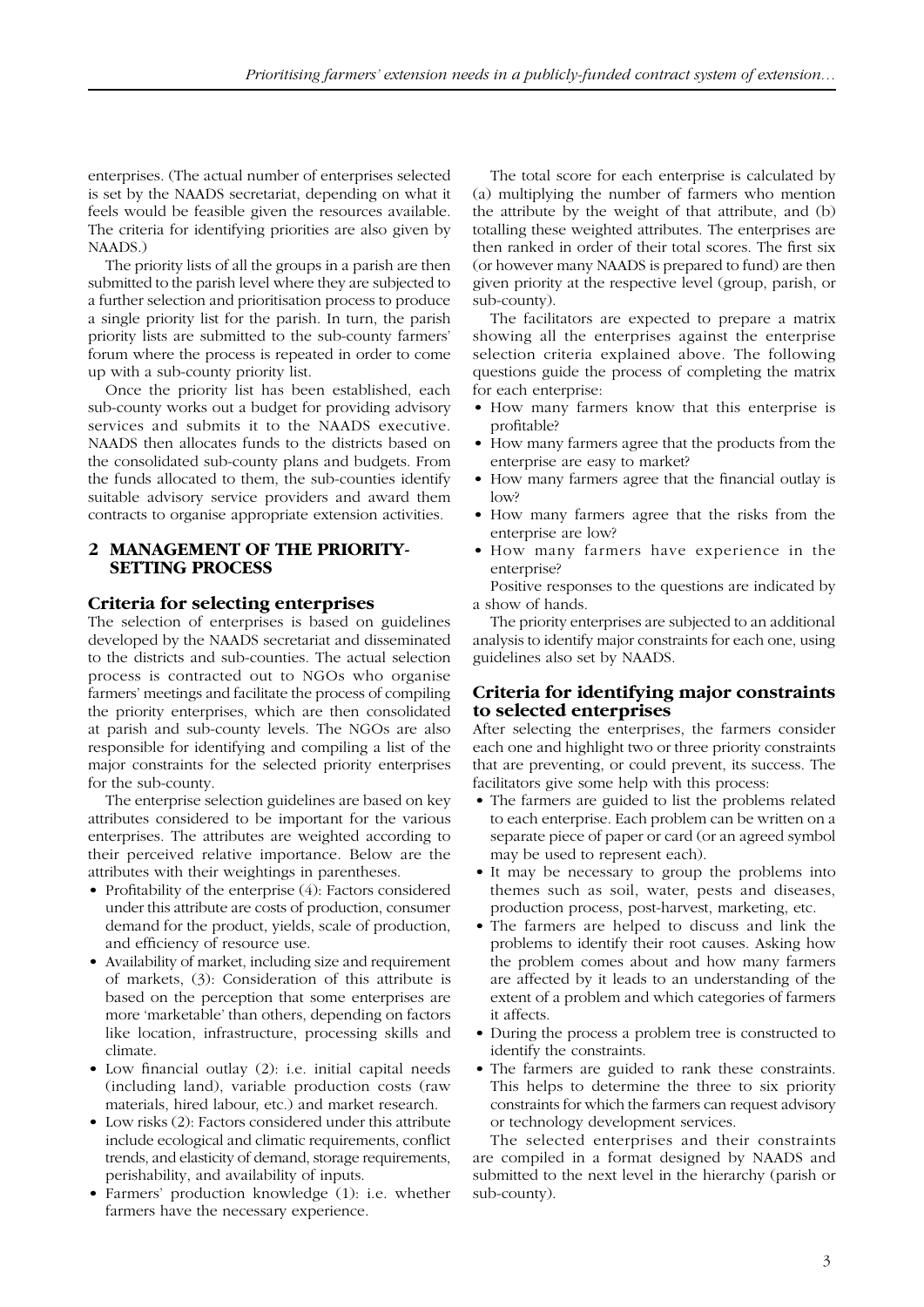enterprises. (The actual number of enterprises selected is set by the NAADS secretariat, depending on what it feels would be feasible given the resources available. The criteria for identifying priorities are also given by NAADS.)

The priority lists of all the groups in a parish are then submitted to the parish level where they are subjected to a further selection and prioritisation process to produce a single priority list for the parish. In turn, the parish priority lists are submitted to the sub-county farmers' forum where the process is repeated in order to come up with a sub-county priority list.

Once the priority list has been established, each sub-county works out a budget for providing advisory services and submits it to the NAADS executive. NAADS then allocates funds to the districts based on the consolidated sub-county plans and budgets. From the funds allocated to them, the sub-counties identify suitable advisory service providers and award them contracts to organise appropriate extension activities.

## 2 MANAGEMENT OF THE PRIORITY-SETTING PROCESS

### Criteria for selecting enterprises

The selection of enterprises is based on guidelines developed by the NAADS secretariat and disseminated to the districts and sub-counties. The actual selection process is contracted out to NGOs who organise farmers' meetings and facilitate the process of compiling the priority enterprises, which are then consolidated at parish and sub-county levels. The NGOs are also responsible for identifying and compiling a list of the major constraints for the selected priority enterprises for the sub-county.

The enterprise selection guidelines are based on key attributes considered to be important for the various enterprises. The attributes are weighted according to their perceived relative importance. Below are the attributes with their weightings in parentheses.

- Profitability of the enterprise (4): Factors considered under this attribute are costs of production, consumer demand for the product, yields, scale of production, and efficiency of resource use.
- Availability of market, including size and requirement of markets, (3): Consideration of this attribute is based on the perception that some enterprises are more 'marketable' than others, depending on factors like location, infrastructure, processing skills and climate.
- Low financial outlay (2): i.e. initial capital needs (including land), variable production costs (raw materials, hired labour, etc.) and market research.
- Low risks (2): Factors considered under this attribute include ecological and climatic requirements, conflict trends, and elasticity of demand, storage requirements, perishability, and availability of inputs.
- Farmers' production knowledge (1): i.e. whether farmers have the necessary experience.

The total score for each enterprise is calculated by (a) multiplying the number of farmers who mention the attribute by the weight of that attribute, and (b) totalling these weighted attributes. The enterprises are then ranked in order of their total scores. The first six (or however many NAADS is prepared to fund) are then given priority at the respective level (group, parish, or sub-county).

The facilitators are expected to prepare a matrix showing all the enterprises against the enterprise selection criteria explained above. The following questions guide the process of completing the matrix for each enterprise:

- How many farmers know that this enterprise is profitable?
- How many farmers agree that the products from the enterprise are easy to market?
- How many farmers agree that the financial outlay is low?
- How many farmers agree that the risks from the enterprise are low?
- How many farmers have experience in the enterprise?

Positive responses to the questions are indicated by a show of hands.

The priority enterprises are subjected to an additional analysis to identify major constraints for each one, using guidelines also set by NAADS.

### Criteria for identifying major constraints to selected enterprises

After selecting the enterprises, the farmers consider each one and highlight two or three priority constraints that are preventing, or could prevent, its success. The facilitators give some help with this process:

- The farmers are guided to list the problems related to each enterprise. Each problem can be written on a separate piece of paper or card (or an agreed symbol may be used to represent each).
- It may be necessary to group the problems into themes such as soil, water, pests and diseases, production process, post-harvest, marketing, etc.
- The farmers are helped to discuss and link the problems to identify their root causes. Asking how the problem comes about and how many farmers are affected by it leads to an understanding of the extent of a problem and which categories of farmers it affects.
- During the process a problem tree is constructed to identify the constraints.
- The farmers are guided to rank these constraints. This helps to determine the three to six priority constraints for which the farmers can request advisory or technology development services.

The selected enterprises and their constraints are compiled in a format designed by NAADS and submitted to the next level in the hierarchy (parish or sub-county).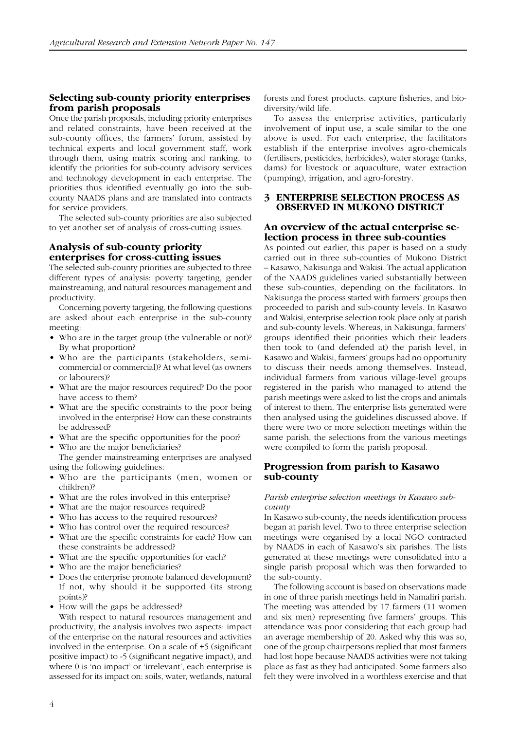### Selecting sub-county priority enterprises from parish proposals

Once the parish proposals, including priority enterprises and related constraints, have been received at the sub-county offices, the farmers' forum, assisted by technical experts and local government staff, work through them, using matrix scoring and ranking, to identify the priorities for sub-county advisory services and technology development in each enterprise. The priorities thus identified eventually go into the sub-county NAADS plans and are translated into contracts for service providers.

The selected sub-county priorities are also subjected to yet another set of analysis of cross-cutting issues.

### Analysis of sub-county priority enterprises for cross-cutting issues

The selected sub-county priorities are subjected to three different types of analysis: poverty targeting, gender mainstreaming, and natural resources management and productivity.

Concerning poverty targeting, the following questions are asked about each enterprise in the sub-county meeting:

- Who are in the target group (the vulnerable or not)? By what proportion?
- Who are the participants (stakeholders, semi-commercial or commercial)? At what level (as owners or labourers)?
- What are the major resources required? Do the poor have access to them?
- What are the specific constraints to the poor being involved in the enterprise? How can these constraints be addressed?
- What are the specific opportunities for the poor?
- Who are the major beneficiaries?

The gender mainstreaming enterprises are analysed using the following guidelines:

- Who are the participants (men, women or children)?
- What are the roles involved in this enterprise?
- What are the major resources required?
- Who has access to the required resources?
- Who has control over the required resources?
- What are the specific constraints for each? How can these constraints be addressed?
- What are the specific opportunities for each?
- Who are the major beneficiaries?
- Does the enterprise promote balanced development? If not, why should it be supported (its strong points)?
- How will the gaps be addressed?

With respect to natural resources management and productivity, the analysis involves two aspects: impact of the enterprise on the natural resources and activities involved in the enterprise. On a scale of +5 (significant positive impact) to -5 (significant negative impact), and where 0 is 'no impact' or 'irrelevant', each enterprise is assessed for its impact on: soils, water, wetlands, natural forests and forest products, capture fisheries, and bio-diversity/wild life.

To assess the enterprise activities, particularly involvement of input use, a scale similar to the one above is used. For each enterprise, the facilitators establish if the enterprise involves agro-chemicals (fertilisers, pesticides, herbicides), water storage (tanks, dams) for livestock or aquaculture, water extraction (pumping), irrigation, and agro-forestry.

## 3 ENTERPRISE SELECTION PROCESS AS OBSERVED IN MUKONO DISTRICT

### An overview of the actual enterprise selection process in three sub-counties

As pointed out earlier, this paper is based on a study carried out in three sub-counties of Mukono District – Kasawo, Nakisunga and Wakisi. The actual application of the NAADS guidelines varied substantially between these sub-counties, depending on the facilitators. In Nakisunga the process started with farmers' groups then proceeded to parish and sub-county levels. In Kasawo and Wakisi, enterprise selection took place only at parish and sub-county levels. Whereas, in Nakisunga, farmers' groups identified their priorities which their leaders then took to (and defended at) the parish level, in Kasawo and Wakisi, farmers' groups had no opportunity to discuss their needs among themselves. Instead, individual farmers from various village-level groups registered in the parish who managed to attend the parish meetings were asked to list the crops and animals of interest to them. The enterprise lists generated were then analysed using the guidelines discussed above. If there were two or more selection meetings within the same parish, the selections from the various meetings were compiled to form the parish proposal.

### Progression from parish to Kasawo sub-county

*Parish enterprise selection meetings in Kasawo sub-county*

In Kasawo sub-county, the needs identification process began at parish level. Two to three enterprise selection meetings were organised by a local NGO contracted by NAADS in each of Kasawo's six parishes. The lists generated at these meetings were consolidated into a single parish proposal which was then forwarded to the sub-county.

The following account is based on observations made in one of three parish meetings held in Namaliri parish. The meeting was attended by 17 farmers (11 women and six men) representing five farmers' groups. This attendance was poor considering that each group had an average membership of 20. Asked why this was so, one of the group chairpersons replied that most farmers had lost hope because NAADS activities were not taking place as fast as they had anticipated. Some farmers also felt they were involved in a worthless exercise and that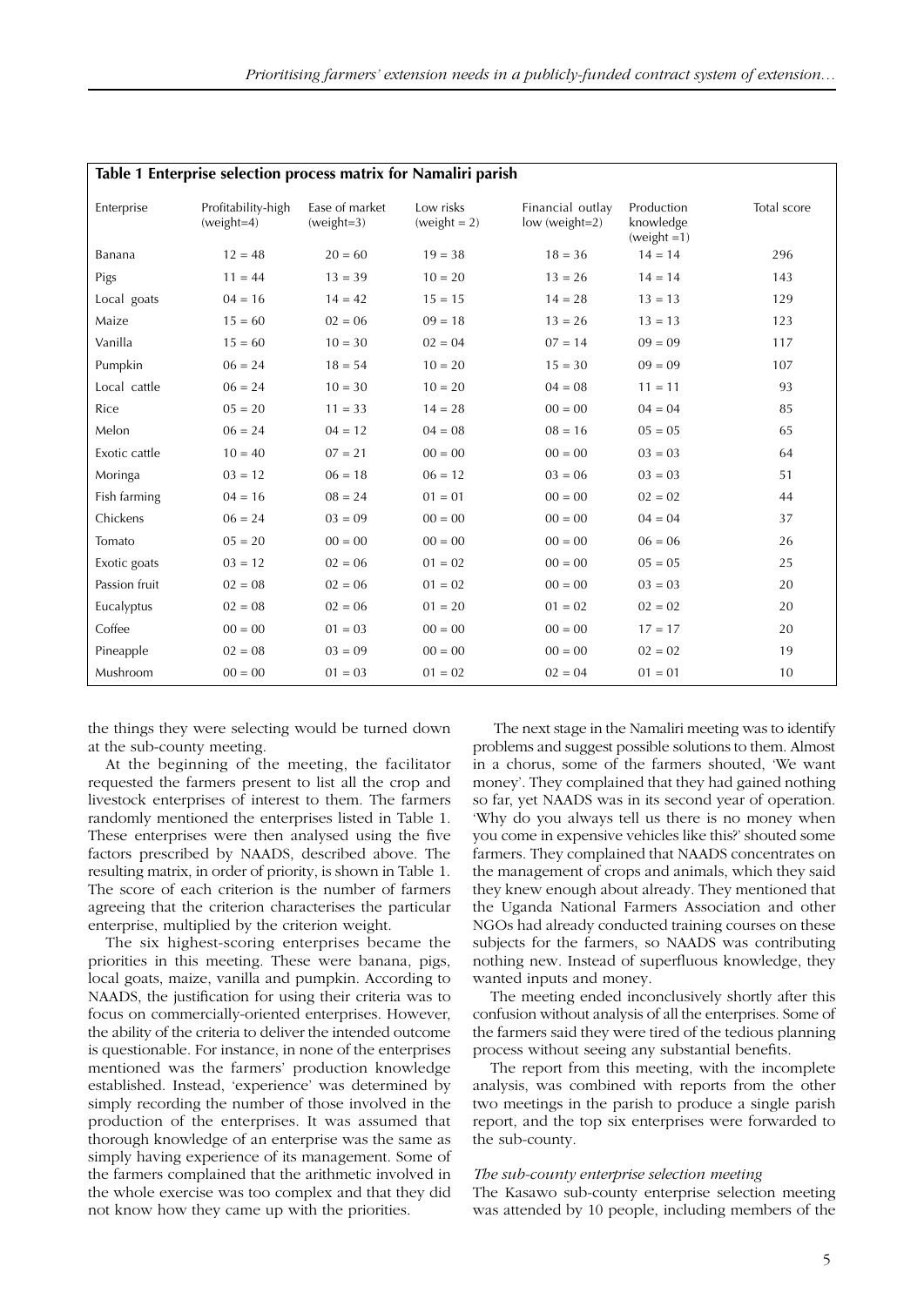**Table 1 Enterprise selection process matrix for Namaliri parish**

| Enterprise | Profitability-high (weight=4) | Ease of market (weight=3) | Low risks (weight = 2) | Financial outlay low (weight=2) | Production knowledge (weight =1) | Total score |
|---|---|---|---|---|---|---|
| Banana | 12 = 48 | 20 = 60 | 19 = 38 | 18 = 36 | 14 = 14 | 296 |
| Pigs | 11 = 44 | 13 = 39 | 10 = 20 | 13 = 26 | 14 = 14 | 143 |
| Local goats | 04 = 16 | 14 = 42 | 15 = 15 | 14 = 28 | 13 = 13 | 129 |
| Maize | 15 = 60 | 02 = 06 | 09 = 18 | 13 = 26 | 13 = 13 | 123 |
| Vanilla | 15 = 60 | 10 = 30 | 02 = 04 | 07 = 14 | 09 = 09 | 117 |
| Pumpkin | 06 = 24 | 18 = 54 | 10 = 20 | 15 = 30 | 09 = 09 | 107 |
| Local cattle | 06 = 24 | 10 = 30 | 10 = 20 | 04 = 08 | 11 = 11 | 93 |
| Rice | 05 = 20 | 11 = 33 | 14 = 28 | 00 = 00 | 04 = 04 | 85 |
| Melon | 06 = 24 | 04 = 12 | 04 = 08 | 08 = 16 | 05 = 05 | 65 |
| Exotic cattle | 10 = 40 | 07 = 21 | 00 = 00 | 00 = 00 | 03 = 03 | 64 |
| Moringa | 03 = 12 | 06 = 18 | 06 = 12 | 03 = 06 | 03 = 03 | 51 |
| Fish farming | 04 = 16 | 08 = 24 | 01 = 01 | 00 = 00 | 02 = 02 | 44 |
| Chickens | 06 = 24 | 03 = 09 | 00 = 00 | 00 = 00 | 04 = 04 | 37 |
| Tomato | 05 = 20 | 00 = 00 | 00 = 00 | 00 = 00 | 06 = 06 | 26 |
| Exotic goats | 03 = 12 | 02 = 06 | 01 = 02 | 00 = 00 | 05 = 05 | 25 |
| Passion fruit | 02 = 08 | 02 = 06 | 01 = 02 | 00 = 00 | 03 = 03 | 20 |
| Eucalyptus | 02 = 08 | 02 = 06 | 01 = 20 | 01 = 02 | 02 = 02 | 20 |
| Coffee | 00 = 00 | 01 = 03 | 00 = 00 | 00 = 00 | 17 = 17 | 20 |
| Pineapple | 02 = 08 | 03 = 09 | 00 = 00 | 00 = 00 | 02 = 02 | 19 |
| Mushroom | 00 = 00 | 01 = 03 | 01 = 02 | 02 = 04 | 01 = 01 | 10 |

the things they were selecting would be turned down at the sub-county meeting.

At the beginning of the meeting, the facilitator requested the farmers present to list all the crop and livestock enterprises of interest to them. The farmers randomly mentioned the enterprises listed in Table 1. These enterprises were then analysed using the five factors prescribed by NAADS, described above. The resulting matrix, in order of priority, is shown in Table 1. The score of each criterion is the number of farmers agreeing that the criterion characterises the particular enterprise, multiplied by the criterion weight.

The six highest-scoring enterprises became the priorities in this meeting. These were banana, pigs, local goats, maize, vanilla and pumpkin. According to NAADS, the justification for using their criteria was to focus on commercially-oriented enterprises. However, the ability of the criteria to deliver the intended outcome is questionable. For instance, in none of the enterprises mentioned was the farmers' production knowledge established. Instead, 'experience' was determined by simply recording the number of those involved in the production of the enterprises. It was assumed that thorough knowledge of an enterprise was the same as simply having experience of its management. Some of the farmers complained that the arithmetic involved in the whole exercise was too complex and that they did not know how they came up with the priorities.

The next stage in the Namaliri meeting was to identify problems and suggest possible solutions to them. Almost in a chorus, some of the farmers shouted, 'We want money'. They complained that they had gained nothing so far, yet NAADS was in its second year of operation. 'Why do you always tell us there is no money when you come in expensive vehicles like this?' shouted some farmers. They complained that NAADS concentrates on the management of crops and animals, which they said they knew enough about already. They mentioned that the Uganda National Farmers Association and other NGOs had already conducted training courses on these subjects for the farmers, so NAADS was contributing nothing new. Instead of superfluous knowledge, they wanted inputs and money.

The meeting ended inconclusively shortly after this confusion without analysis of all the enterprises. Some of the farmers said they were tired of the tedious planning process without seeing any substantial benefits.

The report from this meeting, with the incomplete analysis, was combined with reports from the other two meetings in the parish to produce a single parish report, and the top six enterprises were forwarded to the sub-county.

*The sub-county enterprise selection meeting*

The Kasawo sub-county enterprise selection meeting was attended by 10 people, including members of the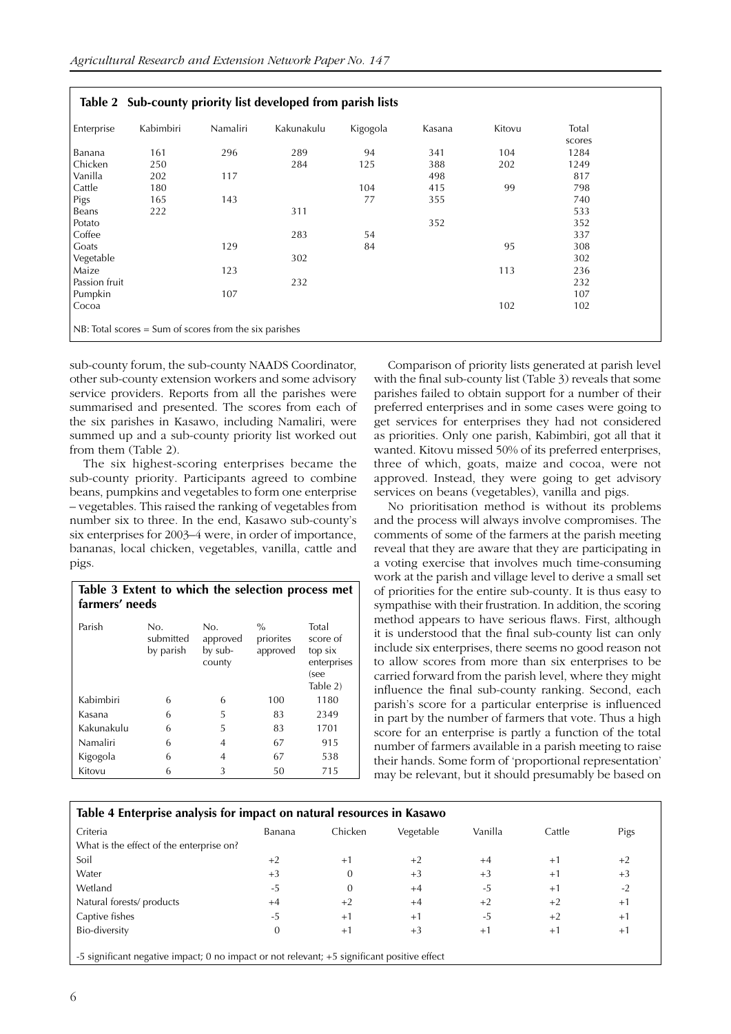**Table 2 Sub-county priority list developed from parish lists**

| Enterprise | Kabimbiri | Namaliri | Kakunakulu | Kigogola | Kasana | Kitovu | Total scores |
|---|---|---|---|---|---|---|---|
| Banana | 161 | 296 | 289 | 94 | 341 | 104 | 1284 |
| Chicken | 250 | | 284 | 125 | 388 | 202 | 1249 |
| Vanilla | 202 | 117 | | | 498 | | 817 |
| Cattle | 180 | | | 104 | 415 | 99 | 798 |
| Pigs | 165 | 143 | | 77 | 355 | | 740 |
| Beans | 222 | | 311 | | | | 533 |
| Potato | | | | | 352 | | 352 |
| Coffee | | | 283 | 54 | | | 337 |
| Goats | | 129 | | 84 | | 95 | 308 |
| Vegetable | | | 302 | | | | 302 |
| Maize | | 123 | | | | 113 | 236 |
| Passion fruit | | | 232 | | | | 232 |
| Pumpkin | | 107 | | | | | 107 |
| Cocoa | | | | | | 102 | 102 |

NB: Total scores = Sum of scores from the six parishes

sub-county forum, the sub-county NAADS Coordinator, other sub-county extension workers and some advisory service providers. Reports from all the parishes were summarised and presented. The scores from each of the six parishes in Kasawo, including Namaliri, were summed up and a sub-county priority list worked out from them (Table 2).

The six highest-scoring enterprises became the sub-county priority. Participants agreed to combine beans, pumpkins and vegetables to form one enterprise – vegetables. This raised the ranking of vegetables from number six to three. In the end, Kasawo sub-county's six enterprises for 2003–4 were, in order of importance, bananas, local chicken, vegetables, vanilla, cattle and pigs.

**Table 3 Extent to which the selection process met farmers' needs**

| Parish | No. submitted by parish | No. approved by sub-county | % priorites approved | Total score of top six enterprises (see Table 2) |
|---|---|---|---|---|
| Kabimbiri | 6 | 6 | 100 | 1180 |
| Kasana | 6 | 5 | 83 | 2349 |
| Kakunakulu | 6 | 5 | 83 | 1701 |
| Namaliri | 6 | 4 | 67 | 915 |
| Kigogola | 6 | 4 | 67 | 538 |
| Kitovu | 6 | 3 | 50 | 715 |

Comparison of priority lists generated at parish level with the final sub-county list (Table 3) reveals that some parishes failed to obtain support for a number of their preferred enterprises and in some cases were going to get services for enterprises they had not considered as priorities. Only one parish, Kabimbiri, got all that it wanted. Kitovu missed 50% of its preferred enterprises, three of which, goats, maize and cocoa, were not approved. Instead, they were going to get advisory services on beans (vegetables), vanilla and pigs.

No prioritisation method is without its problems and the process will always involve compromises. The comments of some of the farmers at the parish meeting reveal that they are aware that they are participating in a voting exercise that involves much time-consuming work at the parish and village level to derive a small set of priorities for the entire sub-county. It is thus easy to sympathise with their frustration. In addition, the scoring method appears to have serious flaws. First, although it is understood that the final sub-county list can only include six enterprises, there seems no good reason not to allow scores from more than six enterprises to be carried forward from the parish level, where they might influence the final sub-county ranking. Second, each parish's score for a particular enterprise is influenced in part by the number of farmers that vote. Thus a high score for an enterprise is partly a function of the total number of farmers available in a parish meeting to raise their hands. Some form of 'proportional representation' may be relevant, but it should presumably be based on

**Table 4 Enterprise analysis for impact on natural resources in Kasawo**

| Criteria | Banana | Chicken | Vegetable | Vanilla | Cattle | Pigs |
|---|---|---|---|---|---|---|
| What is the effect of the enterprise on? | | | | | | |
| Soil | +2 | +1 | +2 | +4 | +1 | +2 |
| Water | +3 | 0 | +3 | +3 | +1 | +3 |
| Wetland | -5 | 0 | +4 | -5 | +1 | -2 |
| Natural forests/ products | +4 | +2 | +4 | +2 | +2 | +1 |
| Captive fishes | -5 | +1 | +1 | -5 | +2 | +1 |
| Bio-diversity | 0 | +1 | +3 | +1 | +1 | +1 |

-5 significant negative impact; 0 no impact or not relevant; +5 significant positive effect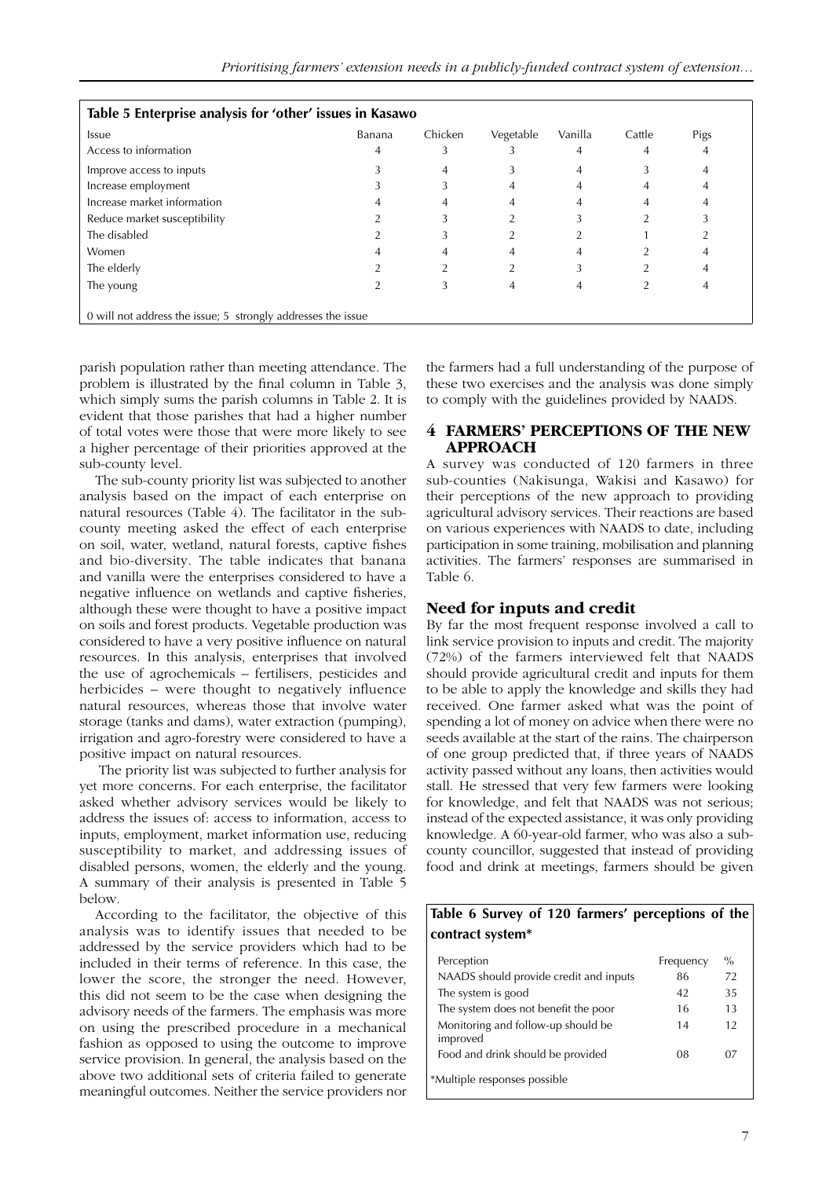**Table 5 Enterprise analysis for 'other' issues in Kasawo**

| Issue | Banana | Chicken | Vegetable | Vanilla | Cattle | Pigs |
|---|---|---|---|---|---|---|
| Access to information | 4 | 3 | 3 | 4 | 4 | 4 |
| Improve access to inputs | 3 | 4 | 3 | 4 | 3 | 4 |
| Increase employment | 3 | 3 | 4 | 4 | 4 | 4 |
| Increase market information | 4 | 4 | 4 | 4 | 4 | 4 |
| Reduce market susceptibility | 2 | 3 | 2 | 3 | 2 | 3 |
| The disabled | 2 | 3 | 2 | 2 | 1 | 2 |
| Women | 4 | 4 | 4 | 4 | 2 | 4 |
| The elderly | 2 | 2 | 2 | 3 | 2 | 4 |
| The young | 2 | 3 | 4 | 4 | 2 | 4 |

0 will not address the issue; 5 strongly addresses the issue

parish population rather than meeting attendance. The problem is illustrated by the final column in Table 3, which simply sums the parish columns in Table 2. It is evident that those parishes that had a higher number of total votes were those that were more likely to see a higher percentage of their priorities approved at the sub-county level.

The sub-county priority list was subjected to another analysis based on the impact of each enterprise on natural resources (Table 4). The facilitator in the sub-county meeting asked the effect of each enterprise on soil, water, wetland, natural forests, captive fishes and bio-diversity. The table indicates that banana and vanilla were the enterprises considered to have a negative influence on wetlands and captive fisheries, although these were thought to have a positive impact on soils and forest products. Vegetable production was considered to have a very positive influence on natural resources. In this analysis, enterprises that involved the use of agrochemicals – fertilisers, pesticides and herbicides – were thought to negatively influence natural resources, whereas those that involve water storage (tanks and dams), water extraction (pumping), irrigation and agro-forestry were considered to have a positive impact on natural resources.

The priority list was subjected to further analysis for yet more concerns. For each enterprise, the facilitator asked whether advisory services would be likely to address the issues of: access to information, access to inputs, employment, market information use, reducing susceptibility to market, and addressing issues of disabled persons, women, the elderly and the young. A summary of their analysis is presented in Table 5 below.

According to the facilitator, the objective of this analysis was to identify issues that needed to be addressed by the service providers which had to be included in their terms of reference. In this case, the lower the score, the stronger the need. However, this did not seem to be the case when designing the advisory needs of the farmers. The emphasis was more on using the prescribed procedure in a mechanical fashion as opposed to using the outcome to improve service provision. In general, the analysis based on the above two additional sets of criteria failed to generate meaningful outcomes. Neither the service providers nor the farmers had a full understanding of the purpose of these two exercises and the analysis was done simply to comply with the guidelines provided by NAADS.

## 4 FARMERS' PERCEPTIONS OF THE NEW APPROACH

A survey was conducted of 120 farmers in three sub-counties (Nakisunga, Wakisi and Kasawo) for their perceptions of the new approach to providing agricultural advisory services. Their reactions are based on various experiences with NAADS to date, including participation in some training, mobilisation and planning activities. The farmers' responses are summarised in Table 6.

### Need for inputs and credit

By far the most frequent response involved a call to link service provision to inputs and credit. The majority (72%) of the farmers interviewed felt that NAADS should provide agricultural credit and inputs for them to be able to apply the knowledge and skills they had received. One farmer asked what was the point of spending a lot of money on advice when there were no seeds available at the start of the rains. The chairperson of one group predicted that, if three years of NAADS activity passed without any loans, then activities would stall. He stressed that very few farmers were looking for knowledge, and felt that NAADS was not serious; instead of the expected assistance, it was only providing knowledge. A 60-year-old farmer, who was also a sub-county councillor, suggested that instead of providing food and drink at meetings, farmers should be given

**Table 6 Survey of 120 farmers' perceptions of the contract system***

| Perception | Frequency | % |
|---|---|---|
| NAADS should provide credit and inputs | 86 | 72 |
| The system is good | 42 | 35 |
| The system does not benefit the poor | 16 | 13 |
| Monitoring and follow-up should be improved | 14 | 12 |
| Food and drink should be provided | 08 | 07 |

*Multiple responses possible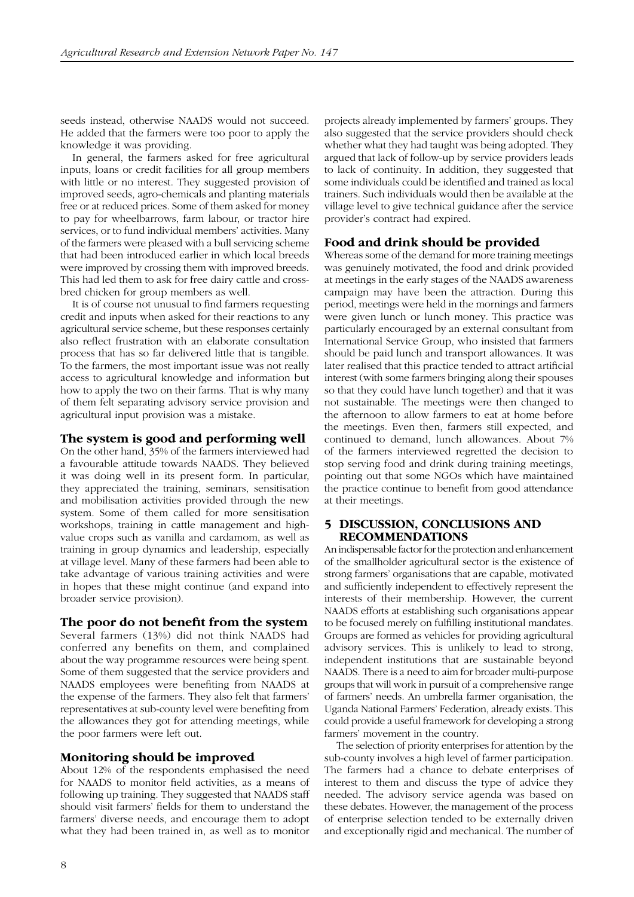seeds instead, otherwise NAADS would not succeed. He added that the farmers were too poor to apply the knowledge it was providing.

In general, the farmers asked for free agricultural inputs, loans or credit facilities for all group members with little or no interest. They suggested provision of improved seeds, agro-chemicals and planting materials free or at reduced prices. Some of them asked for money to pay for wheelbarrows, farm labour, or tractor hire services, or to fund individual members' activities. Many of the farmers were pleased with a bull servicing scheme that had been introduced earlier in which local breeds were improved by crossing them with improved breeds. This had led them to ask for free dairy cattle and cross-bred chicken for group members as well.

It is of course not unusual to find farmers requesting credit and inputs when asked for their reactions to any agricultural service scheme, but these responses certainly also reflect frustration with an elaborate consultation process that has so far delivered little that is tangible. To the farmers, the most important issue was not really access to agricultural knowledge and information but how to apply the two on their farms. That is why many of them felt separating advisory service provision and agricultural input provision was a mistake.

### The system is good and performing well

On the other hand, 35% of the farmers interviewed had a favourable attitude towards NAADS. They believed it was doing well in its present form. In particular, they appreciated the training, seminars, sensitisation and mobilisation activities provided through the new system. Some of them called for more sensitisation workshops, training in cattle management and high-value crops such as vanilla and cardamom, as well as training in group dynamics and leadership, especially at village level. Many of these farmers had been able to take advantage of various training activities and were in hopes that these might continue (and expand into broader service provision).

### The poor do not benefit from the system

Several farmers (13%) did not think NAADS had conferred any benefits on them, and complained about the way programme resources were being spent. Some of them suggested that the service providers and NAADS employees were benefiting from NAADS at the expense of the farmers. They also felt that farmers' representatives at sub-county level were benefiting from the allowances they got for attending meetings, while the poor farmers were left out.

### Monitoring should be improved

About 12% of the respondents emphasised the need for NAADS to monitor field activities, as a means of following up training. They suggested that NAADS staff should visit farmers' fields for them to understand the farmers' diverse needs, and encourage them to adopt what they had been trained in, as well as to monitor projects already implemented by farmers' groups. They also suggested that the service providers should check whether what they had taught was being adopted. They argued that lack of follow-up by service providers leads to lack of continuity. In addition, they suggested that some individuals could be identified and trained as local trainers. Such individuals would then be available at the village level to give technical guidance after the service provider's contract had expired.

### Food and drink should be provided

Whereas some of the demand for more training meetings was genuinely motivated, the food and drink provided at meetings in the early stages of the NAADS awareness campaign may have been the attraction. During this period, meetings were held in the mornings and farmers were given lunch or lunch money. This practice was particularly encouraged by an external consultant from International Service Group, who insisted that farmers should be paid lunch and transport allowances. It was later realised that this practice tended to attract artificial interest (with some farmers bringing along their spouses so that they could have lunch together) and that it was not sustainable. The meetings were then changed to the afternoon to allow farmers to eat at home before the meetings. Even then, farmers still expected, and continued to demand, lunch allowances. About 7% of the farmers interviewed regretted the decision to stop serving food and drink during training meetings, pointing out that some NGOs which have maintained the practice continue to benefit from good attendance at their meetings.

## 5 DISCUSSION, CONCLUSIONS AND RECOMMENDATIONS

An indispensable factor for the protection and enhancement of the smallholder agricultural sector is the existence of strong farmers' organisations that are capable, motivated and sufficiently independent to effectively represent the interests of their membership. However, the current NAADS efforts at establishing such organisations appear to be focused merely on fulfilling institutional mandates. Groups are formed as vehicles for providing agricultural advisory services. This is unlikely to lead to strong, independent institutions that are sustainable beyond NAADS. There is a need to aim for broader multi-purpose groups that will work in pursuit of a comprehensive range of farmers' needs. An umbrella farmer organisation, the Uganda National Farmers' Federation, already exists. This could provide a useful framework for developing a strong farmers' movement in the country.

The selection of priority enterprises for attention by the sub-county involves a high level of farmer participation. The farmers had a chance to debate enterprises of interest to them and discuss the type of advice they needed. The advisory service agenda was based on these debates. However, the management of the process of enterprise selection tended to be externally driven and exceptionally rigid and mechanical. The number of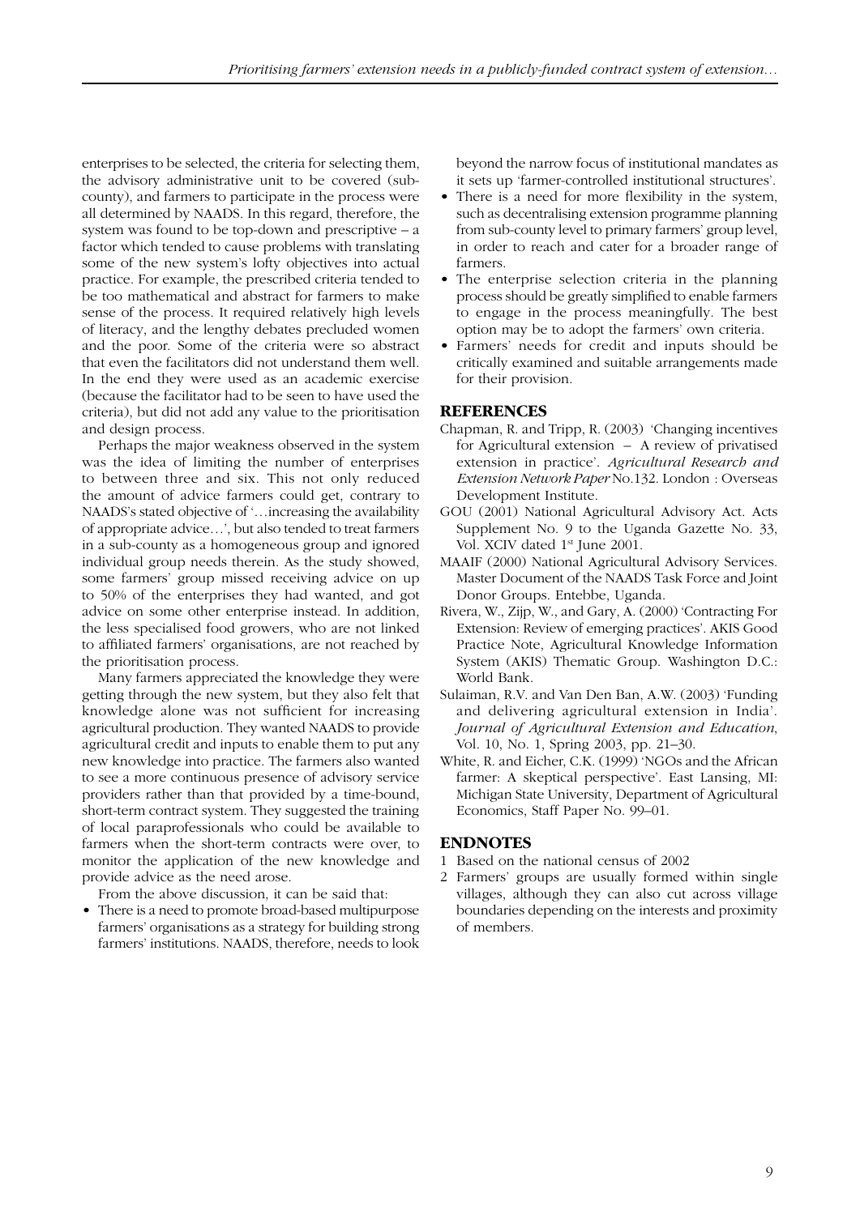enterprises to be selected, the criteria for selecting them, the advisory administrative unit to be covered (sub-county), and farmers to participate in the process were all determined by NAADS. In this regard, therefore, the system was found to be top-down and prescriptive – a factor which tended to cause problems with translating some of the new system's lofty objectives into actual practice. For example, the prescribed criteria tended to be too mathematical and abstract for farmers to make sense of the process. It required relatively high levels of literacy, and the lengthy debates precluded women and the poor. Some of the criteria were so abstract that even the facilitators did not understand them well. In the end they were used as an academic exercise (because the facilitator had to be seen to have used the criteria), but did not add any value to the prioritisation and design process.

Perhaps the major weakness observed in the system was the idea of limiting the number of enterprises to between three and six. This not only reduced the amount of advice farmers could get, contrary to NAADS's stated objective of '…increasing the availability of appropriate advice…', but also tended to treat farmers in a sub-county as a homogeneous group and ignored individual group needs therein. As the study showed, some farmers' group missed receiving advice on up to 50% of the enterprises they had wanted, and got advice on some other enterprise instead. In addition, the less specialised food growers, who are not linked to affiliated farmers' organisations, are not reached by the prioritisation process.

Many farmers appreciated the knowledge they were getting through the new system, but they also felt that knowledge alone was not sufficient for increasing agricultural production. They wanted NAADS to provide agricultural credit and inputs to enable them to put any new knowledge into practice. The farmers also wanted to see a more continuous presence of advisory service providers rather than that provided by a time-bound, short-term contract system. They suggested the training of local paraprofessionals who could be available to farmers when the short-term contracts were over, to monitor the application of the new knowledge and provide advice as the need arose.

From the above discussion, it can be said that:

- There is a need to promote broad-based multipurpose farmers' organisations as a strategy for building strong farmers' institutions. NAADS, therefore, needs to look beyond the narrow focus of institutional mandates as it sets up 'farmer-controlled institutional structures'.
- There is a need for more flexibility in the system, such as decentralising extension programme planning from sub-county level to primary farmers' group level, in order to reach and cater for a broader range of farmers.
- The enterprise selection criteria in the planning process should be greatly simplified to enable farmers to engage in the process meaningfully. The best option may be to adopt the farmers' own criteria.
- Farmers' needs for credit and inputs should be critically examined and suitable arrangements made for their provision.

## REFERENCES

Chapman, R. and Tripp, R. (2003) 'Changing incentives for Agricultural extension – A review of privatised extension in practice'. *Agricultural Research and Extension Network Paper* No.132. London : Overseas Development Institute.

GOU (2001) National Agricultural Advisory Act. Acts Supplement No. 9 to the Uganda Gazette No. 33, Vol. XCIV dated 1st June 2001.

MAAIF (2000) National Agricultural Advisory Services. Master Document of the NAADS Task Force and Joint Donor Groups. Entebbe, Uganda.

Rivera, W., Zijp, W., and Gary, A. (2000) 'Contracting For Extension: Review of emerging practices'. AKIS Good Practice Note, Agricultural Knowledge Information System (AKIS) Thematic Group. Washington D.C.: World Bank.

Sulaiman, R.V. and Van Den Ban, A.W. (2003) 'Funding and delivering agricultural extension in India'. *Journal of Agricultural Extension and Education*, Vol. 10, No. 1, Spring 2003, pp. 21–30.

White, R. and Eicher, C.K. (1999) 'NGOs and the African farmer: A skeptical perspective'. East Lansing, MI: Michigan State University, Department of Agricultural Economics, Staff Paper No. 99–01.

## ENDNOTES

1 Based on the national census of 2002

2 Farmers' groups are usually formed within single villages, although they can also cut across village boundaries depending on the interests and proximity of members.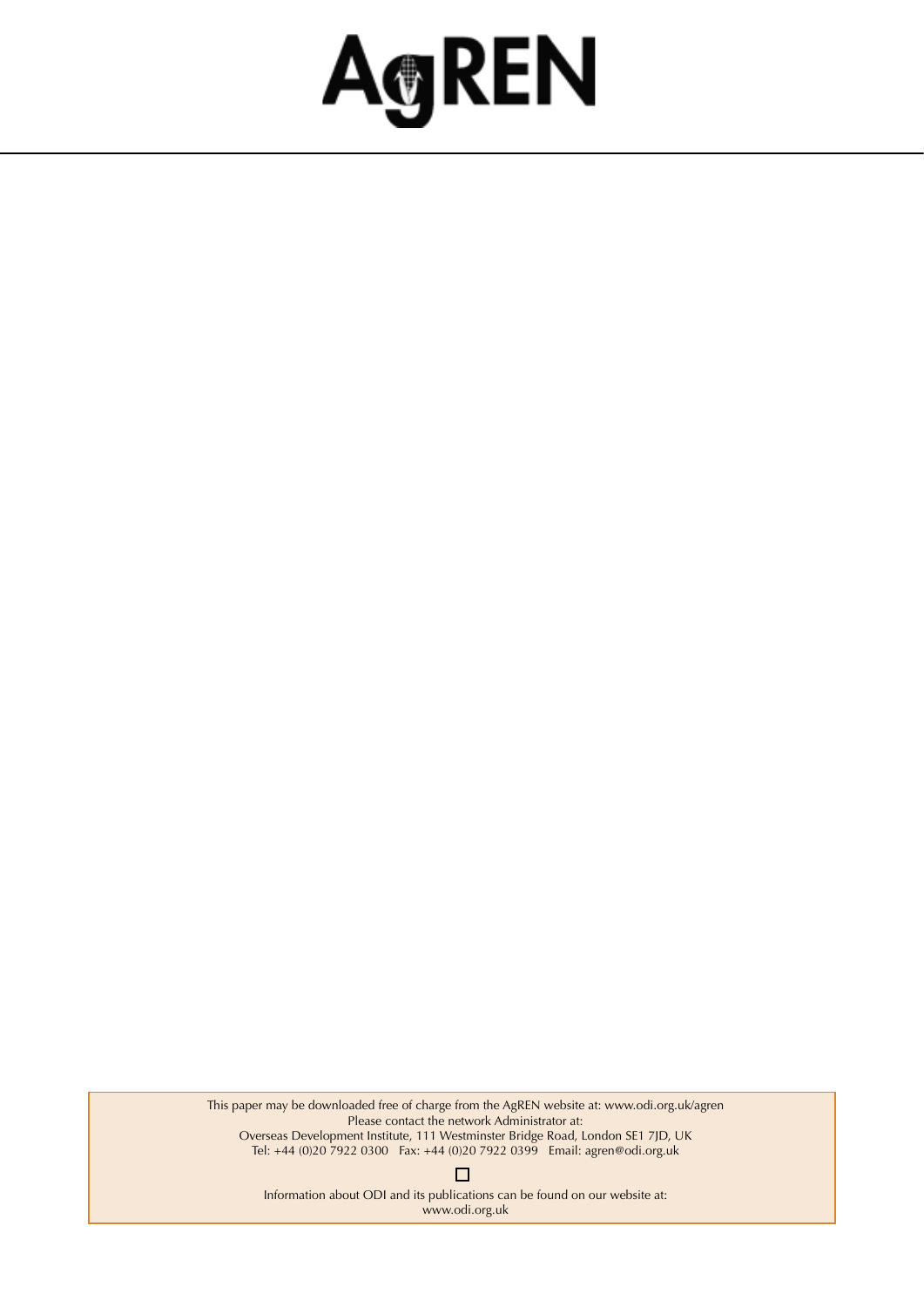# AgREN

This paper may be downloaded free of charge from the AgREN website at: www.odi.org.uk/agren
Please contact the network Administrator at:
Overseas Development Institute, 111 Westminster Bridge Road, London SE1 7JD, UK
Tel: +44 (0)20 7922 0300 Fax: +44 (0)20 7922 0399 Email: agren@odi.org.uk

Information about ODI and its publications can be found on our website at:
www.odi.org.uk